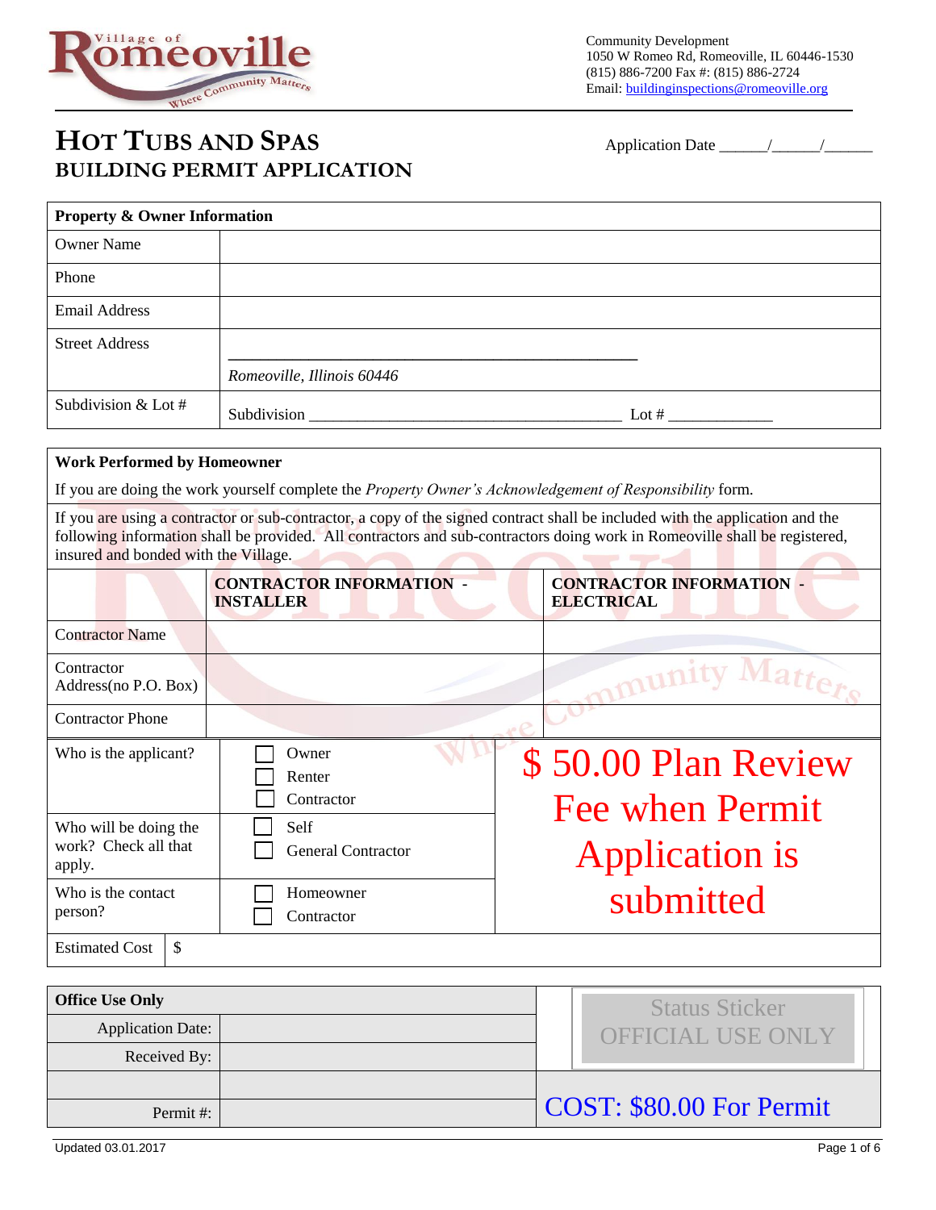Village of Romeoville — Where Community Matters

Community Development
1050 W Romeo Rd, Romeoville, IL 60446-1530
(815) 886-7200 Fax #: (815) 886-2724
Email: buildinginspections@romeoville.org

# HOT TUBS AND SPAS
## BUILDING PERMIT APPLICATION

Application Date ______/______/______

| **Property & Owner Information** | |
|---|---|
| Owner Name | |
| Phone | |
| Email Address | |
| Street Address | ______________________________________________ *Romeoville, Illinois 60446* |
| Subdivision & Lot # | Subdivision ____________________________________ Lot # _____________ |

**Work Performed by Homeowner**

If you are doing the work yourself complete the *Property Owner's Acknowledgement of Responsibility* form.

If you are using a contractor or sub-contractor, a copy of the signed contract shall be included with the application and the following information shall be provided. All contractors and sub-contractors doing work in Romeoville shall be registered, insured and bonded with the Village.

| | **CONTRACTOR INFORMATION - INSTALLER** | **CONTRACTOR INFORMATION - ELECTRICAL** |
|---|---|---|
| Contractor Name | | |
| Contractor Address(no P.O. Box) | | |
| Contractor Phone | | |

| | |
|---|---|
| Who is the applicant? | ☐ Owner ☐ Renter ☐ Contractor |
| Who will be doing the work? Check all that apply. | ☐ Self ☐ General Contractor |
| Who is the contact person? | ☐ Homeowner ☐ Contractor |
| Estimated Cost | $ |

**$ 50.00 Plan Review Fee when Permit Application is submitted**

| **Office Use Only** | |
|---|---|
| Application Date: | |
| Received By: | |
| | |
| Permit #: | |

Status Sticker OFFICIAL USE ONLY

**COST: $80.00 For Permit**

Updated 03.01.2017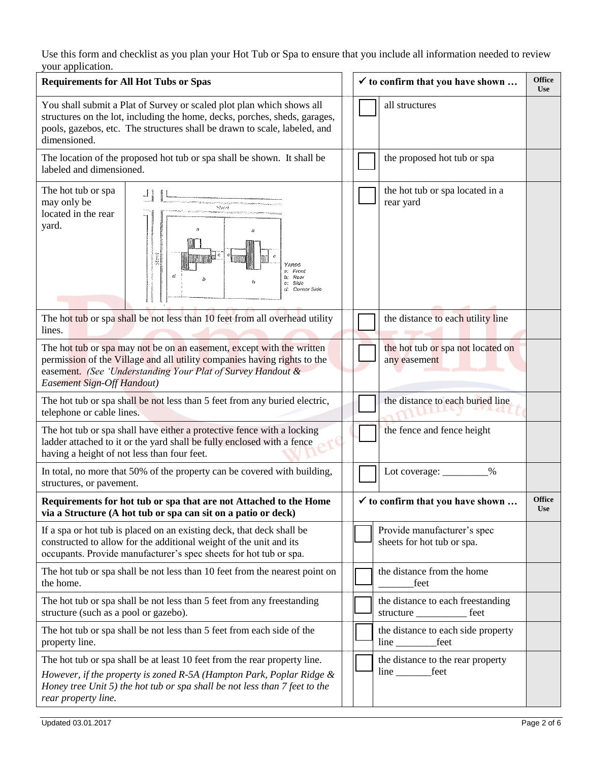Use this form and checklist as you plan your Hot Tub or Spa to ensure that you include all information needed to review your application.

| Requirements for All Hot Tubs or Spas | | ✓ to confirm that you have shown … | Office Use |
|---|---|---|---|
| You shall submit a Plat of Survey or scaled plot plan which shows all structures on the lot, including the home, decks, porches, sheds, garages, pools, gazebos, etc. The structures shall be drawn to scale, labeled, and dimensioned. | ☐ | all structures | |
| The location of the proposed hot tub or spa shall be shown. It shall be labeled and dimensioned. | ☐ | the proposed hot tub or spa | |
| The hot tub or spa may only be located in the rear yard. (Diagram — YARDS: a: Front, b: Rear, c: Side, d: Corner Side) | ☐ | the hot tub or spa located in a rear yard | |
| The hot tub or spa shall be not less than 10 feet from all overhead utility lines. | ☐ | the distance to each utility line | |
| The hot tub or spa may not be on an easement, except with the written permission of the Village and all utility companies having rights to the easement. *(See 'Understanding Your Plat of Survey Handout & Easement Sign-Off Handout)* | ☐ | the hot tub or spa not located on any easement | |
| The hot tub or spa shall be not less than 5 feet from any buried electric, telephone or cable lines. | ☐ | the distance to each buried line | |
| The hot tub or spa shall have either a protective fence with a locking ladder attached to it or the yard shall be fully enclosed with a fence having a height of not less than four feet. | ☐ | the fence and fence height | |
| In total, no more that 50% of the property can be covered with building, structures, or pavement. | ☐ | Lot coverage: _________% | |
| **Requirements for hot tub or spa that are not Attached to the Home via a Structure (A hot tub or spa can sit on a patio or deck)** | | **✓ to confirm that you have shown …** | **Office Use** |
| If a spa or hot tub is placed on an existing deck, that deck shall be constructed to allow for the additional weight of the unit and its occupants. Provide manufacturer's spec sheets for hot tub or spa. | ☐ | Provide manufacturer's spec sheets for hot tub or spa. | |
| The hot tub or spa shall be not less than 10 feet from the nearest point on the home. | ☐ | the distance from the home _______feet | |
| The hot tub or spa shall be not less than 5 feet from any freestanding structure (such as a pool or gazebo). | ☐ | the distance to each freestanding structure __________ feet | |
| The hot tub or spa shall be not less than 5 feet from each side of the property line. | ☐ | the distance to each side property line ________feet | |
| The hot tub or spa shall be at least 10 feet from the rear property line. *However, if the property is zoned R-5A (Hampton Park, Poplar Ridge & Honey tree Unit 5) the hot tub or spa shall be not less than 7 feet to the rear property line.* | ☐ | the distance to the rear property line _______feet | |

Updated 03.01.2017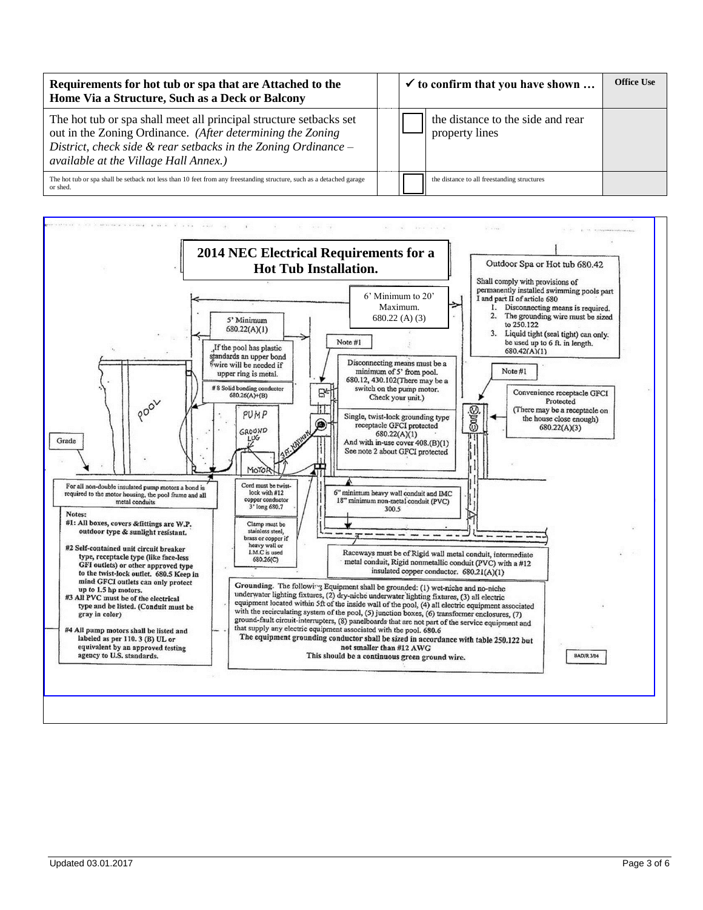| Requirements for hot tub or spa that are Attached to the Home Via a Structure, Such as a Deck or Balcony | | ✓ to confirm that you have shown … | Office Use |
|---|---|---|---|
| The hot tub or spa shall meet all principal structure setbacks set out in the Zoning Ordinance. *(After determining the Zoning District, check side & rear setbacks in the Zoning Ordinance – available at the Village Hall Annex.)* | ☐ | the distance to the side and rear property lines | |
| The hot tub or spa shall be setback not less than 10 feet from any freestanding structure, such as a detached garage or shed. | ☐ | the distance to all freestanding structures | |

## 2014 NEC Electrical Requirements for a Hot Tub Installation.

**Outdoor Spa or Hot tub 680.42**

Shall comply with provisions of permanently installed swimming pools part I and part II of article 680

1. Disconnecting means is required.
2. The grounding wire must be sized to 250.122
3. Liquid tight (seal tight) can only be used up to 6 ft. in length. 680.42(A)(1)

6' Minimum to 20' Maximum. 680.22 (A) (3)

5' Minimum 680.22(A)(1)

If the pool has plastic standards an upper bond wire will be needed if upper ring is metal.

# 8 Solid bonding conductor 680.26(A)+(B)

Note #1

Disconnecting means must be a minimum of 5' from pool. 680.12, 430.102(There may be a switch on the pump motor. Check your unit.)

Single, twist-lock grounding type receptacle GFCI protected 680.22(A)(1) And with in-use cover 408.(B)(1) See note 2 about GFCI protected

Note #1

Convenience receptacle GFCI Protected (There may be a receptacle on the house close enough) 680.22(A)(3)

POOL

PUMP

GROUND LUG

MOTOR

3 FT. MAXIMUM

Grade

For all non-double insulated pump motors a bond is required to the motor housing, the pool frame and all metal conduits

Cord must be twist-lock with #12 copper conductor 3' long 680.7

6" minimum heavy wall conduit and IMC 18" minimum non-metal conduit (PVC) 300.5

Clamp must be stainless steel, brass or copper if heavy wall or I.M.C is used 680.26(C)

Raceways must be of Rigid wall metal conduit, intermediate metal conduit, Rigid nonmetallic conduit (PVC) with a #12 insulated copper conductor. 680.21(A)(1)

**Notes:**

**#1: All boxes, covers &fittings are W.P. outdoor type & sunlight resistant.**

**#2 Self-contained unit circuit breaker type, receptacle type (like face-less GFI outlets) or other approved type to the twist-lock outlet. 680.5 Keep in mind GFCI outlets can only protect up to 1.5 hp motors.**

**#3 All PVC must be of the electrical type and be listed. (Conduit must be gray in color)**

**#4 All pump motors shall be listed and labeled as per 110. 3 (B) UL or equivalent by an approved testing agency to U.S. standards.**

**Grounding.** The following Equipment shall be grounded: (1) wet-niche and no-niche underwater lighting fixtures, (2) dry-niche underwater lighting fixtures, (3) all electric equipment located within 5ft of the inside wall of the pool, (4) all electric equipment associated with the recirculating system of the pool, (5) junction boxes, (6) transformer enclosures, (7) ground-fault circuit-interrupters, (8) panelboards that are not part of the service equipment and that supply any electric equipment associated with the pool. 680.6

**The equipment grounding conductor shall be sized in accordance with table 250.122 but not smaller than #12 AWG**

**This should be a continuous green ground wire.**

BAD/R 3/04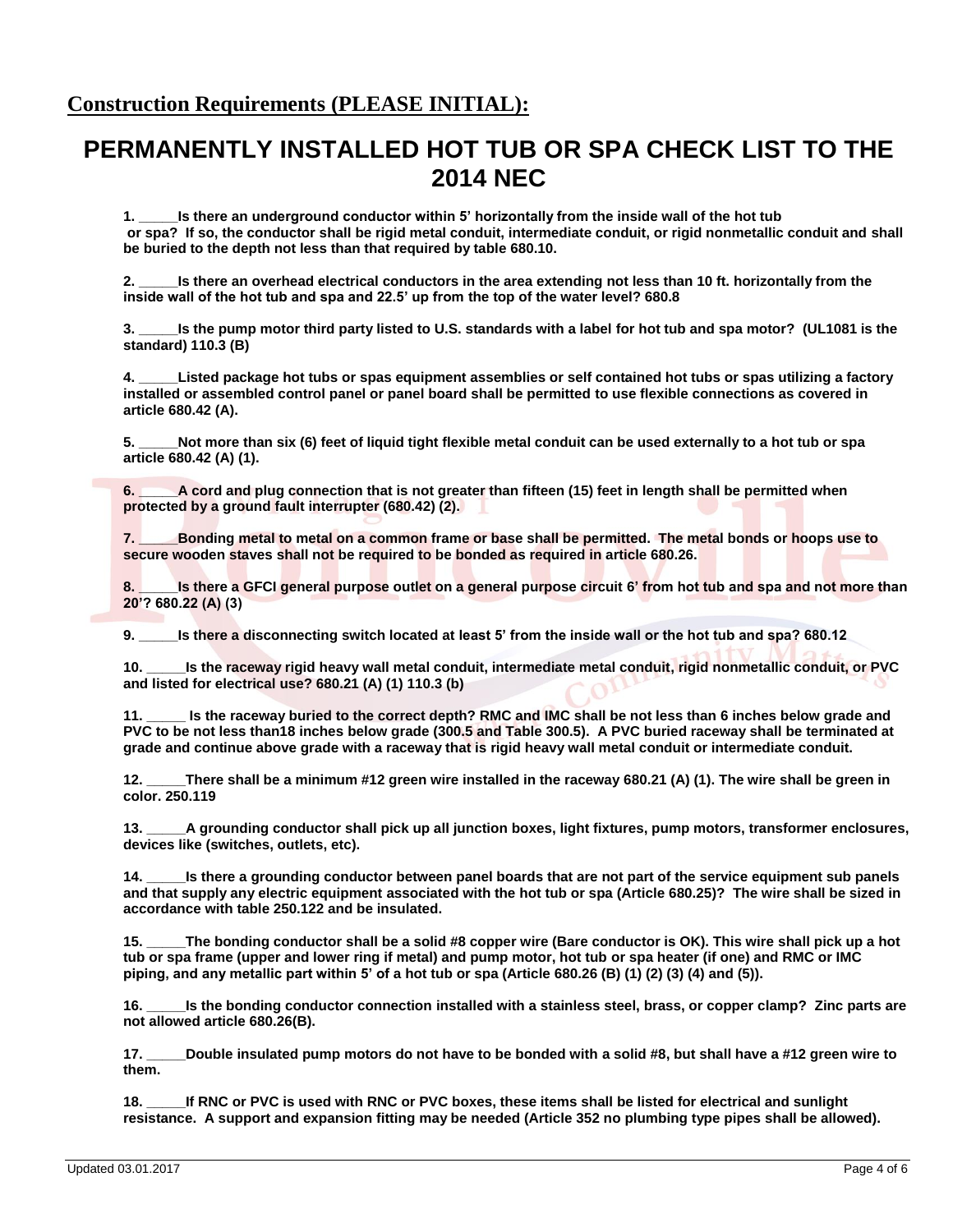## Construction Requirements (PLEASE INITIAL):

# PERMANENTLY INSTALLED HOT TUB OR SPA CHECK LIST TO THE 2014 NEC

**1. _____Is there an underground conductor within 5' horizontally from the inside wall of the hot tub or spa? If so, the conductor shall be rigid metal conduit, intermediate conduit, or rigid nonmetallic conduit and shall be buried to the depth not less than that required by table 680.10.**

**2. _____Is there an overhead electrical conductors in the area extending not less than 10 ft. horizontally from the inside wall of the hot tub and spa and 22.5' up from the top of the water level? 680.8**

**3. _____Is the pump motor third party listed to U.S. standards with a label for hot tub and spa motor? (UL1081 is the standard) 110.3 (B)**

**4. _____Listed package hot tubs or spas equipment assemblies or self contained hot tubs or spas utilizing a factory installed or assembled control panel or panel board shall be permitted to use flexible connections as covered in article 680.42 (A).**

**5. _____Not more than six (6) feet of liquid tight flexible metal conduit can be used externally to a hot tub or spa article 680.42 (A) (1).**

**6. _____A cord and plug connection that is not greater than fifteen (15) feet in length shall be permitted when protected by a ground fault interrupter (680.42) (2).**

**7. _____Bonding metal to metal on a common frame or base shall be permitted. The metal bonds or hoops use to secure wooden staves shall not be required to be bonded as required in article 680.26.**

**8. _____Is there a GFCI general purpose outlet on a general purpose circuit 6' from hot tub and spa and not more than 20'? 680.22 (A) (3)**

**9. _____Is there a disconnecting switch located at least 5' from the inside wall or the hot tub and spa? 680.12**

**10. _____Is the raceway rigid heavy wall metal conduit, intermediate metal conduit, rigid nonmetallic conduit, or PVC and listed for electrical use? 680.21 (A) (1) 110.3 (b)**

**11. _____ Is the raceway buried to the correct depth? RMC and IMC shall be not less than 6 inches below grade and PVC to be not less than18 inches below grade (300.5 and Table 300.5). A PVC buried raceway shall be terminated at grade and continue above grade with a raceway that is rigid heavy wall metal conduit or intermediate conduit.**

**12. _____There shall be a minimum #12 green wire installed in the raceway 680.21 (A) (1). The wire shall be green in color. 250.119**

**13. _____A grounding conductor shall pick up all junction boxes, light fixtures, pump motors, transformer enclosures, devices like (switches, outlets, etc).**

**14. _____Is there a grounding conductor between panel boards that are not part of the service equipment sub panels and that supply any electric equipment associated with the hot tub or spa (Article 680.25)? The wire shall be sized in accordance with table 250.122 and be insulated.**

**15. _____The bonding conductor shall be a solid #8 copper wire (Bare conductor is OK). This wire shall pick up a hot tub or spa frame (upper and lower ring if metal) and pump motor, hot tub or spa heater (if one) and RMC or IMC piping, and any metallic part within 5' of a hot tub or spa (Article 680.26 (B) (1) (2) (3) (4) and (5)).**

**16. _____Is the bonding conductor connection installed with a stainless steel, brass, or copper clamp? Zinc parts are not allowed article 680.26(B).**

**17. _____Double insulated pump motors do not have to be bonded with a solid #8, but shall have a #12 green wire to them.**

**18. _____If RNC or PVC is used with RNC or PVC boxes, these items shall be listed for electrical and sunlight resistance. A support and expansion fitting may be needed (Article 352 no plumbing type pipes shall be allowed).**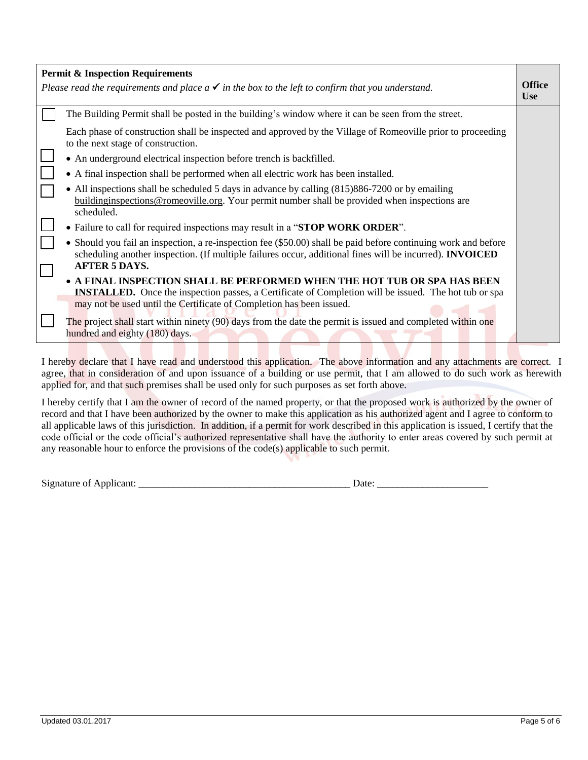| **Permit & Inspection Requirements** *Please read the requirements and place a ✓ in the box to the left to confirm that you understand.* | | **Office Use** |
|---|---|---|
| ☐ | The Building Permit shall be posted in the building's window where it can be seen from the street. | |
| | Each phase of construction shall be inspected and approved by the Village of Romeoville prior to proceeding to the next stage of construction. | |
| ☐ | • An underground electrical inspection before trench is backfilled. | |
| ☐ | • A final inspection shall be performed when all electric work has been installed. | |
| ☐ | • All inspections shall be scheduled 5 days in advance by calling (815)886-7200 or by emailing buildinginspections@romeoville.org. Your permit number shall be provided when inspections are scheduled. | |
| ☐ | • Failure to call for required inspections may result in a "**STOP WORK ORDER**". | |
| ☐ | • Should you fail an inspection, a re-inspection fee ($50.00) shall be paid before continuing work and before scheduling another inspection. (If multiple failures occur, additional fines will be incurred). **INVOICED AFTER 5 DAYS.** | |
| ☐ | • **A FINAL INSPECTION SHALL BE PERFORMED WHEN THE HOT TUB OR SPA HAS BEEN INSTALLED.** Once the inspection passes, a Certificate of Completion will be issued. The hot tub or spa may not be used until the Certificate of Completion has been issued. | |
| ☐ | The project shall start within ninety (90) days from the date the permit is issued and completed within one hundred and eighty (180) days. | |

I hereby declare that I have read and understood this application. The above information and any attachments are correct. I agree, that in consideration of and upon issuance of a building or use permit, that I am allowed to do such work as herewith applied for, and that such premises shall be used only for such purposes as set forth above.

I hereby certify that I am the owner of record of the named property, or that the proposed work is authorized by the owner of record and that I have been authorized by the owner to make this application as his authorized agent and I agree to conform to all applicable laws of this jurisdiction. In addition, if a permit for work described in this application is issued, I certify that the code official or the code official's authorized representative shall have the authority to enter areas covered by such permit at any reasonable hour to enforce the provisions of the code(s) applicable to such permit.

Signature of Applicant: __________________________________________ Date: ______________________

Updated 03.01.2017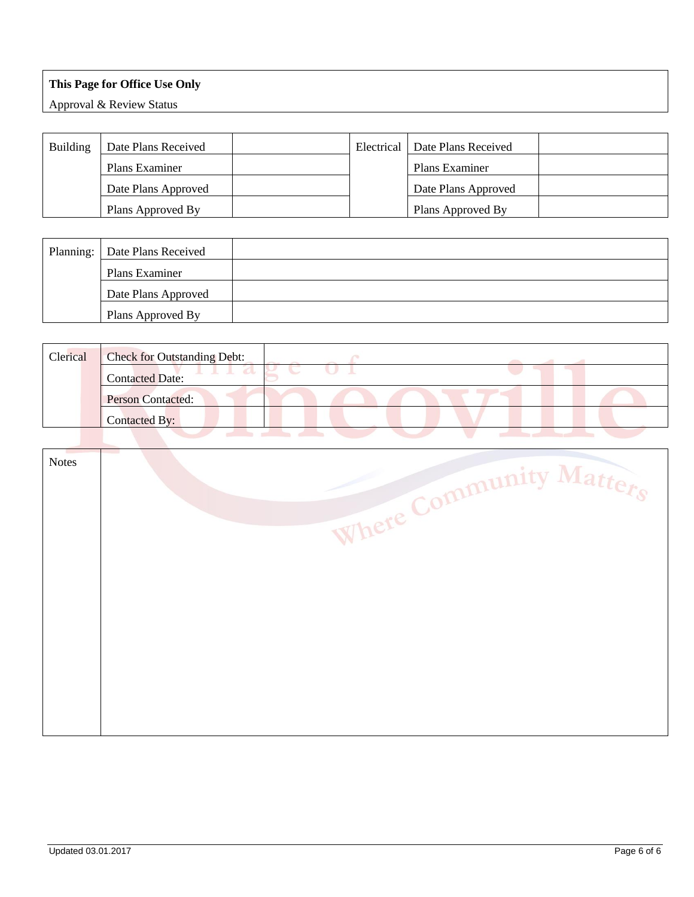**This Page for Office Use Only**

Approval & Review Status

| | | | | | |
|---|---|---|---|---|---|
| Building | Date Plans Received | | Electrical | Date Plans Received | |
| | Plans Examiner | | | Plans Examiner | |
| | Date Plans Approved | | | Date Plans Approved | |
| | Plans Approved By | | | Plans Approved By | |

| | | |
|---|---|---|
| Planning: | Date Plans Received | |
| | Plans Examiner | |
| | Date Plans Approved | |
| | Plans Approved By | |

| | | |
|---|---|---|
| Clerical | Check for Outstanding Debt: | |
| | Contacted Date: | |
| | Person Contacted: | |
| | Contacted By: | |

| | |
|---|---|
| Notes | |

Updated 03.01.2017